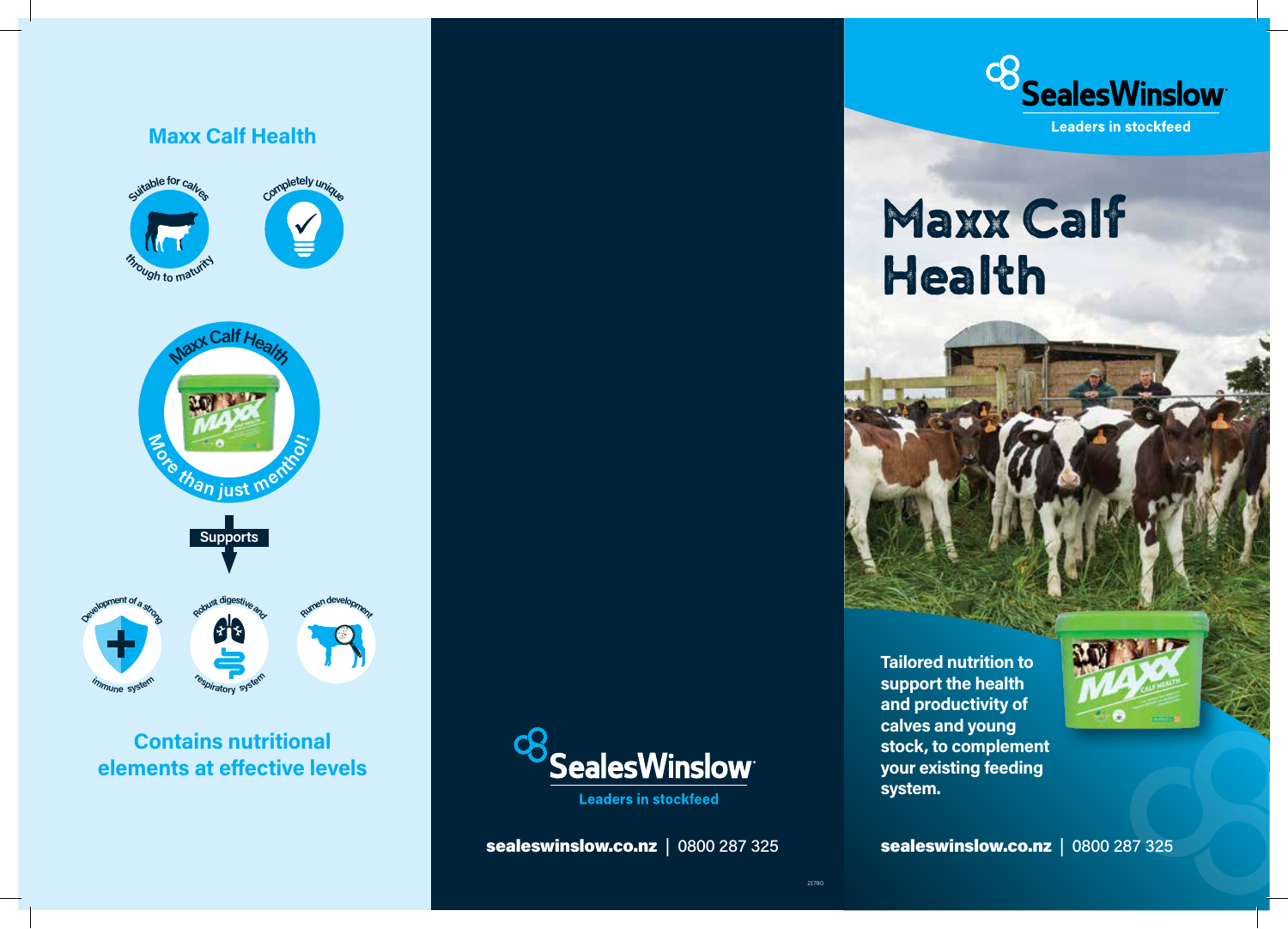## Maxx Calf Health

Suitable for calves through to maturity

Completely unique

Maxx Calf Health

More than just menthol!

Supports

- Development of a strong immune system
- Robust digestive and respiratory system
- Rumen development

**Contains nutritional elements at effective levels**

SealesWinslow

Leaders in stockfeed

**sealeswinslow.co.nz** | 0800 287 325

21780

SealesWinslow

Leaders in stockfeed

# Maxx Calf Health

**Tailored nutrition to support the health and productivity of calves and young stock, to complement your existing feeding system.**

**sealeswinslow.co.nz** | 0800 287 325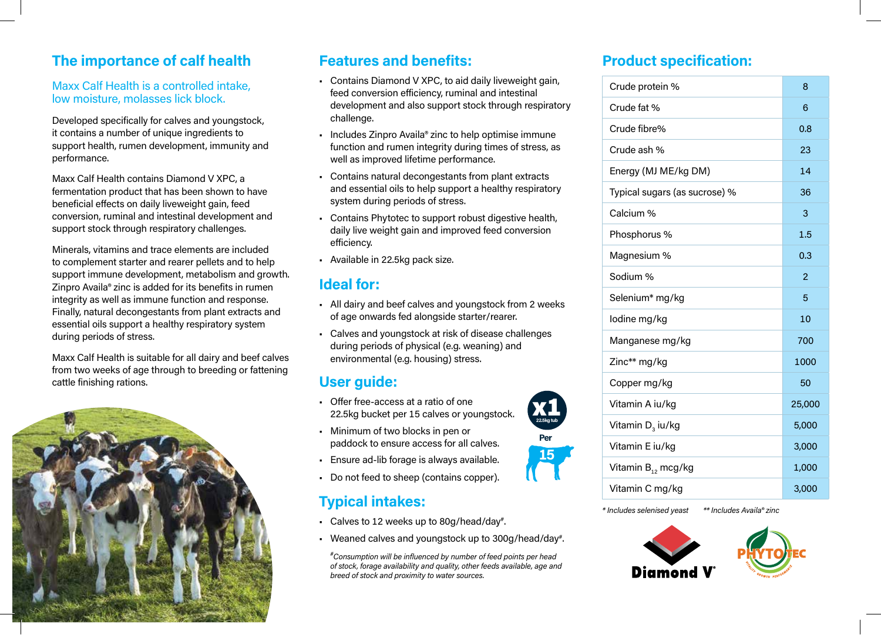## The importance of calf health

Maxx Calf Health is a controlled intake, low moisture, molasses lick block.

Developed specifically for calves and youngstock, it contains a number of unique ingredients to support health, rumen development, immunity and performance.

Maxx Calf Health contains Diamond V XPC, a fermentation product that has been shown to have beneficial effects on daily liveweight gain, feed conversion, ruminal and intestinal development and support stock through respiratory challenges.

Minerals, vitamins and trace elements are included to complement starter and rearer pellets and to help support immune development, metabolism and growth. Zinpro Availa® zinc is added for its benefits in rumen integrity as well as immune function and response. Finally, natural decongestants from plant extracts and essential oils support a healthy respiratory system during periods of stress.

Maxx Calf Health is suitable for all dairy and beef calves from two weeks of age through to breeding or fattening cattle finishing rations.

## Features and benefits:

- Contains Diamond V XPC, to aid daily liveweight gain, feed conversion efficiency, ruminal and intestinal development and also support stock through respiratory challenge.
- Includes Zinpro Availa® zinc to help optimise immune function and rumen integrity during times of stress, as well as improved lifetime performance.
- Contains natural decongestants from plant extracts and essential oils to help support a healthy respiratory system during periods of stress.
- Contains Phytotec to support robust digestive health, daily live weight gain and improved feed conversion efficiency.
- Available in 22.5kg pack size.

## Ideal for:

- All dairy and beef calves and youngstock from 2 weeks of age onwards fed alongside starter/rearer.
- Calves and youngstock at risk of disease challenges during periods of physical (e.g. weaning) and environmental (e.g. housing) stress.

## User guide:

- Offer free-access at a ratio of one 22.5kg bucket per 15 calves or youngstock.
- Minimum of two blocks in pen or paddock to ensure access for all calves.
- Ensure ad-lib forage is always available.
- Do not feed to sheep (contains copper).

x1 22.5kg tub Per 15

## Typical intakes:

- Calves to 12 weeks up to 80g/head/day#.
- Weaned calves and youngstock up to 300g/head/day#.

*#Consumption will be influenced by number of feed points per head of stock, forage availability and quality, other feeds available, age and breed of stock and proximity to water sources.*

## Product specification:

| | |
|---|---|
| Crude protein % | 8 |
| Crude fat % | 6 |
| Crude fibre% | 0.8 |
| Crude ash % | 23 |
| Energy (MJ ME/kg DM) | 14 |
| Typical sugars (as sucrose) % | 36 |
| Calcium % | 3 |
| Phosphorus % | 1.5 |
| Magnesium % | 0.3 |
| Sodium % | 2 |
| Selenium* mg/kg | 5 |
| Iodine mg/kg | 10 |
| Manganese mg/kg | 700 |
| Zinc** mg/kg | 1000 |
| Copper mg/kg | 50 |
| Vitamin A iu/kg | 25,000 |
| Vitamin $D_3$ iu/kg | 5,000 |
| Vitamin E iu/kg | 3,000 |
| Vitamin $B_{12}$ mcg/kg | 1,000 |
| Vitamin C mg/kg | 3,000 |

*\* Includes selenised yeast* *\*\* Includes Availa® zinc*

Diamond V®

PHYTOTEC